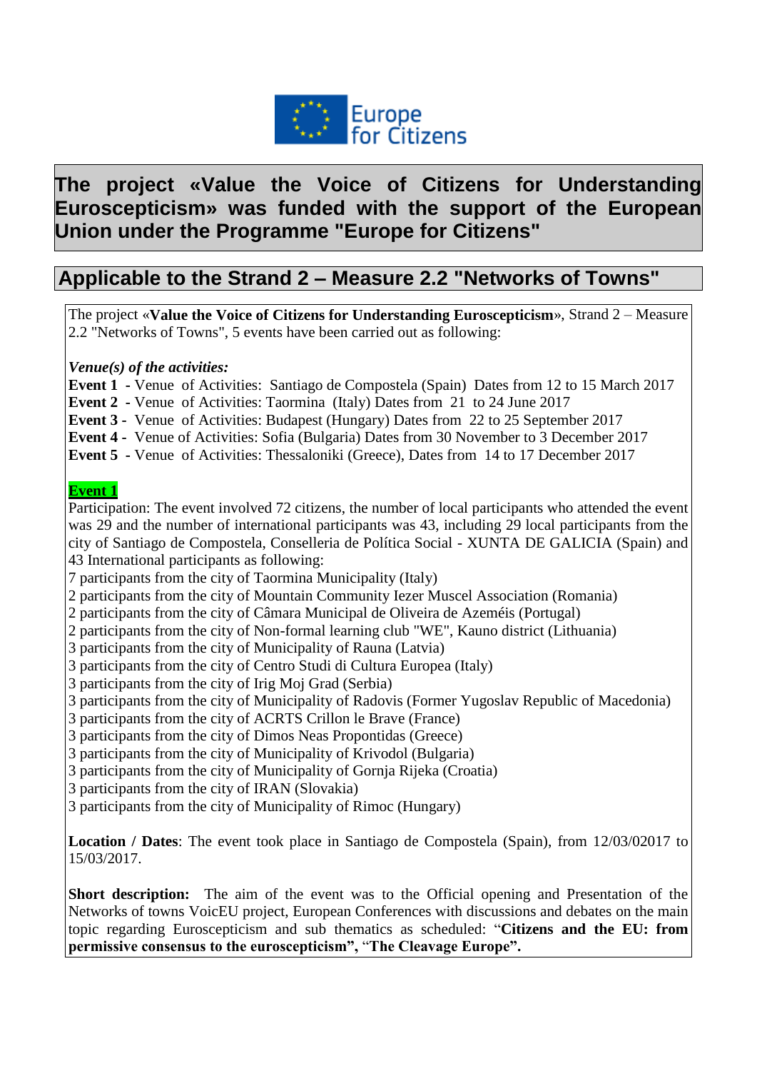Europe for Citizens

# The project «Value the Voice of Citizens for Understanding Euroscepticism» was funded with the support of the European Union under the Programme "Europe for Citizens"

## Applicable to the Strand 2 – Measure 2.2 "Networks of Towns"

The project «**Value the Voice of Citizens for Understanding Euroscepticism**», Strand 2 – Measure 2.2 "Networks of Towns", 5 events have been carried out as following:

***Venue(s) of the activities:***

**Event 1** - Venue of Activities: Santiago de Compostela (Spain) Dates from 12 to 15 March 2017
**Event 2** - Venue of Activities: Taormina (Italy) Dates from 21 to 24 June 2017
**Event 3** - Venue of Activities: Budapest (Hungary) Dates from 22 to 25 September 2017
**Event 4** - Venue of Activities: Sofia (Bulgaria) Dates from 30 November to 3 December 2017
**Event 5** - Venue of Activities: Thessaloniki (Greece), Dates from 14 to 17 December 2017

**Event 1**

Participation: The event involved 72 citizens, the number of local participants who attended the event was 29 and the number of international participants was 43, including 29 local participants from the city of Santiago de Compostela, Conselleria de Política Social - XUNTA DE GALICIA (Spain) and 43 International participants as following:

7 participants from the city of Taormina Municipality (Italy)
2 participants from the city of Mountain Community Iezer Muscel Association (Romania)
2 participants from the city of Câmara Municipal de Oliveira de Azeméis (Portugal)
2 participants from the city of Non-formal learning club "WE", Kauno district (Lithuania)
3 participants from the city of Municipality of Rauna (Latvia)
3 participants from the city of Centro Studi di Cultura Europea (Italy)
3 participants from the city of Irig Moj Grad (Serbia)
3 participants from the city of Municipality of Radovis (Former Yugoslav Republic of Macedonia)
3 participants from the city of ACRTS Crillon le Brave (France)
3 participants from the city of Dimos Neas Propontidas (Greece)
3 participants from the city of Municipality of Krivodol (Bulgaria)
3 participants from the city of Municipality of Gornja Rijeka (Croatia)
3 participants from the city of IRAN (Slovakia)
3 participants from the city of Municipality of Rimoc (Hungary)

**Location / Dates**: The event took place in Santiago de Compostela (Spain), from 12/03/02017 to 15/03/2017.

**Short description:** The aim of the event was to the Official opening and Presentation of the Networks of towns VoicEU project, European Conferences with discussions and debates on the main topic regarding Euroscepticism and sub thematics as scheduled: "**Citizens and the EU: from permissive consensus to the euroscepticism**", "**The Cleavage Europe**".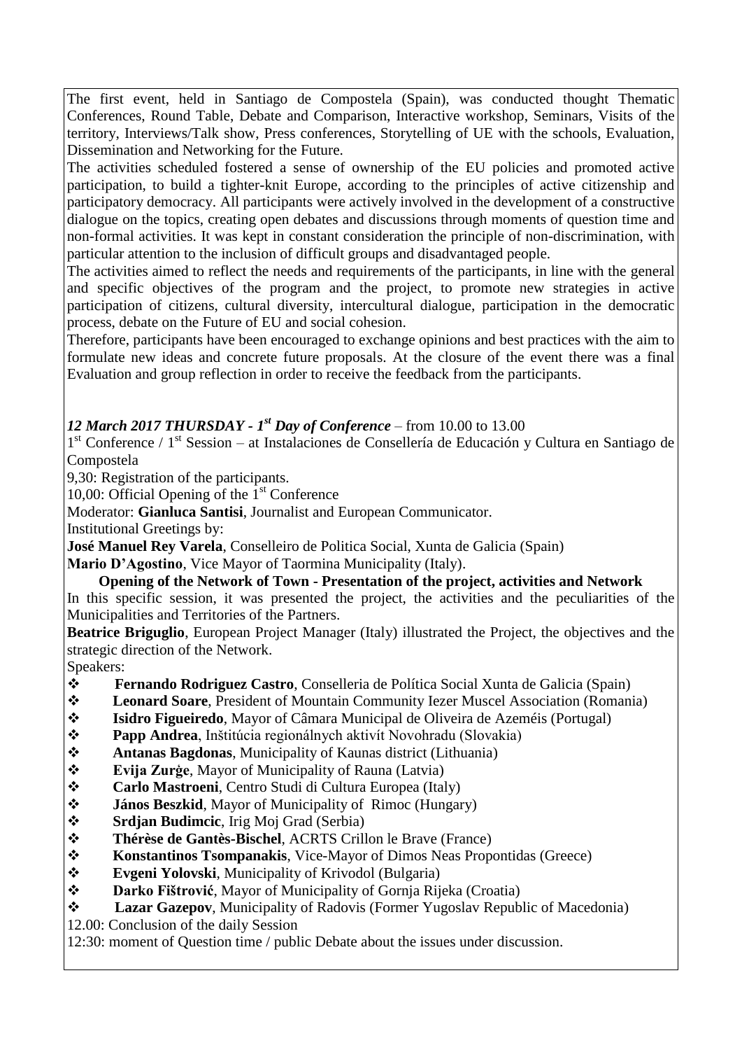The first event, held in Santiago de Compostela (Spain), was conducted thought Thematic Conferences, Round Table, Debate and Comparison, Interactive workshop, Seminars, Visits of the territory, Interviews/Talk show, Press conferences, Storytelling of UE with the schools, Evaluation, Dissemination and Networking for the Future.

The activities scheduled fostered a sense of ownership of the EU policies and promoted active participation, to build a tighter-knit Europe, according to the principles of active citizenship and participatory democracy. All participants were actively involved in the development of a constructive dialogue on the topics, creating open debates and discussions through moments of question time and non-formal activities. It was kept in constant consideration the principle of non-discrimination, with particular attention to the inclusion of difficult groups and disadvantaged people.

The activities aimed to reflect the needs and requirements of the participants, in line with the general and specific objectives of the program and the project, to promote new strategies in active participation of citizens, cultural diversity, intercultural dialogue, participation in the democratic process, debate on the Future of EU and social cohesion.

Therefore, participants have been encouraged to exchange opinions and best practices with the aim to formulate new ideas and concrete future proposals. At the closure of the event there was a final Evaluation and group reflection in order to receive the feedback from the participants.

***12 March 2017 THURSDAY - 1st Day of Conference*** – from 10.00 to 13.00

1st Conference / 1st Session – at Instalaciones de Consellería de Educación y Cultura en Santiago de Compostela

9,30: Registration of the participants.

10,00: Official Opening of the 1st Conference

Moderator: **Gianluca Santisi**, Journalist and European Communicator.

Institutional Greetings by:

**José Manuel Rey Varela**, Conselleiro de Politica Social, Xunta de Galicia (Spain)

**Mario D'Agostino**, Vice Mayor of Taormina Municipality (Italy).

**Opening of the Network of Town - Presentation of the project, activities and Network**

In this specific session, it was presented the project, the activities and the peculiarities of the Municipalities and Territories of the Partners.

**Beatrice Briguglio**, European Project Manager (Italy) illustrated the Project, the objectives and the strategic direction of the Network.

Speakers:

- **Fernando Rodriguez Castro**, Conselleria de Política Social Xunta de Galicia (Spain)
- **Leonard Soare**, President of Mountain Community Iezer Muscel Association (Romania)
- **Isidro Figueiredo**, Mayor of Câmara Municipal de Oliveira de Azeméis (Portugal)
- **Papp Andrea**, Inštitúcia regionálnych aktivít Novohradu (Slovakia)
- **Antanas Bagdonas**, Municipality of Kaunas district (Lithuania)
- **Evija Zurģe**, Mayor of Municipality of Rauna (Latvia)
- **Carlo Mastroeni**, Centro Studi di Cultura Europea (Italy)
- **János Beszkid**, Mayor of Municipality of Rimoc (Hungary)
- **Srdjan Budimcic**, Irig Moj Grad (Serbia)
- **Thérèse de Gantès-Bischel**, ACRTS Crillon le Brave (France)
- **Konstantinos Tsompanakis**, Vice-Mayor of Dimos Neas Propontidas (Greece)
- **Evgeni Yolovski**, Municipality of Krivodol (Bulgaria)
- **Darko Fištrović**, Mayor of Municipality of Gornja Rijeka (Croatia)
- **Lazar Gazepov**, Municipality of Radovis (Former Yugoslav Republic of Macedonia)

12.00: Conclusion of the daily Session

12:30: moment of Question time / public Debate about the issues under discussion.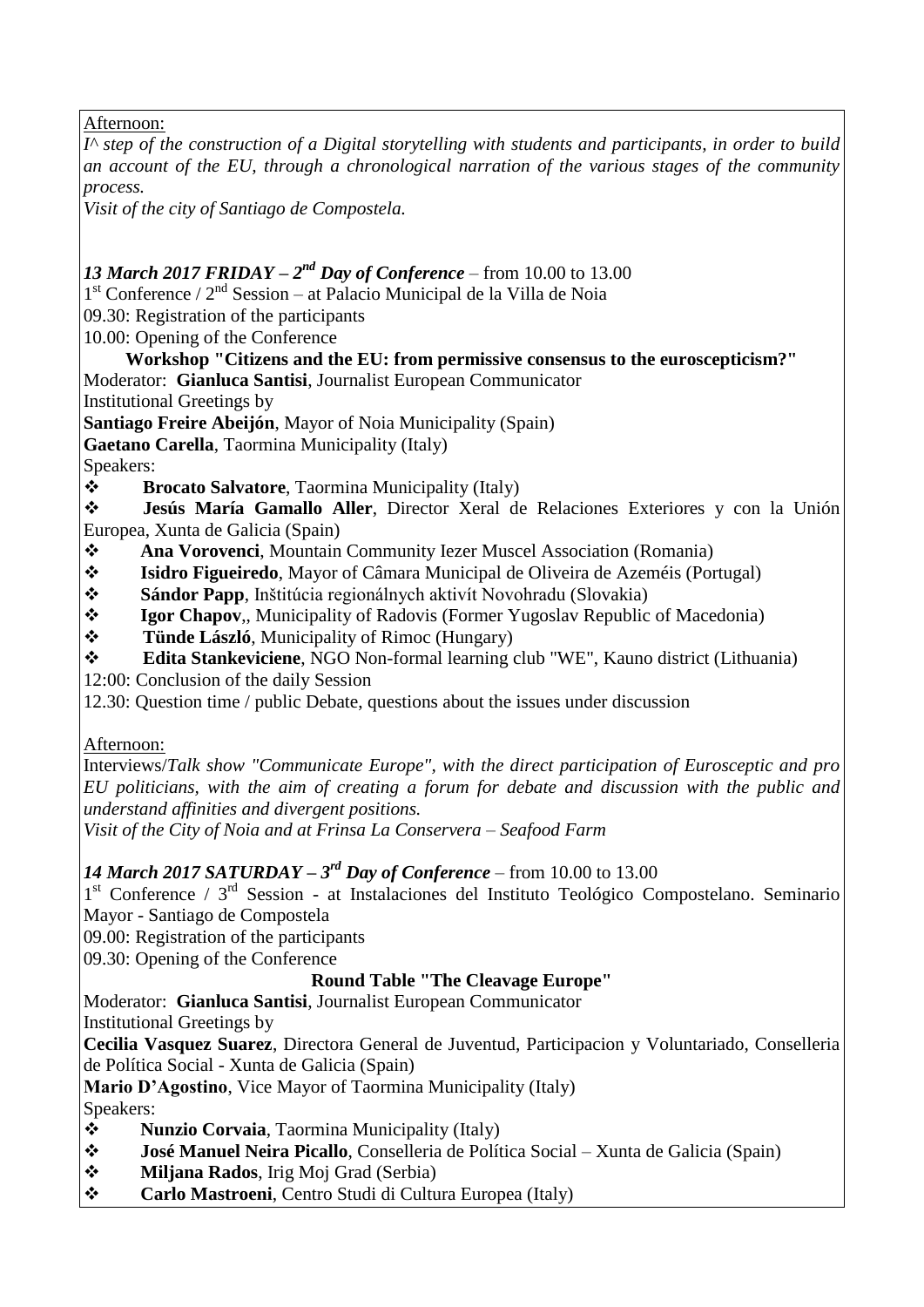Afternoon:

*I^ step of the construction of a Digital storytelling with students and participants, in order to build an account of the EU, through a chronological narration of the various stages of the community process.*

*Visit of the city of Santiago de Compostela.*

***13 March 2017 FRIDAY – 2nd Day of Conference*** – from 10.00 to 13.00

1st Conference / 2nd Session – at Palacio Municipal de la Villa de Noia

09.30: Registration of the participants

10.00: Opening of the Conference

**Workshop "Citizens and the EU: from permissive consensus to the euroscepticism?"**

Moderator: **Gianluca Santisi**, Journalist European Communicator

Institutional Greetings by

**Santiago Freire Abeijón**, Mayor of Noia Municipality (Spain)

**Gaetano Carella**, Taormina Municipality (Italy)

Speakers:

- **Brocato Salvatore**, Taormina Municipality (Italy)
- **Jesús María Gamallo Aller**, Director Xeral de Relaciones Exteriores y con la Unión Europea, Xunta de Galicia (Spain)
- **Ana Vorovenci**, Mountain Community Iezer Muscel Association (Romania)
- **Isidro Figueiredo**, Mayor of Câmara Municipal de Oliveira de Azeméis (Portugal)
- **Sándor Papp**, Inštitúcia regionálnych aktivít Novohradu (Slovakia)
- **Igor Chapov**,, Municipality of Radovis (Former Yugoslav Republic of Macedonia)
- **Tünde László**, Municipality of Rimoc (Hungary)
- **Edita Stankeviciene**, NGO Non-formal learning club "WE", Kauno district (Lithuania)

12:00: Conclusion of the daily Session

12.30: Question time / public Debate, questions about the issues under discussion

Afternoon:

Interviews/*Talk show "Communicate Europe", with the direct participation of Eurosceptic and pro EU politicians, with the aim of creating a forum for debate and discussion with the public and understand affinities and divergent positions.*

*Visit of the City of Noia and at Frinsa La Conservera – Seafood Farm*

***14 March 2017 SATURDAY – 3rd Day of Conference*** – from 10.00 to 13.00

1st Conference / 3rd Session - at Instalaciones del Instituto Teológico Compostelano. Seminario Mayor - Santiago de Compostela

09.00: Registration of the participants

09.30: Opening of the Conference

**Round Table "The Cleavage Europe"**

Moderator: **Gianluca Santisi**, Journalist European Communicator

Institutional Greetings by

**Cecilia Vasquez Suarez**, Directora General de Juventud, Participacion y Voluntariado, Conselleria de Política Social - Xunta de Galicia (Spain)

**Mario D'Agostino**, Vice Mayor of Taormina Municipality (Italy)

Speakers:

- **Nunzio Corvaia**, Taormina Municipality (Italy)
- **José Manuel Neira Picallo**, Conselleria de Política Social – Xunta de Galicia (Spain)
- **Miljana Rados**, Irig Moj Grad (Serbia)
- **Carlo Mastroeni**, Centro Studi di Cultura Europea (Italy)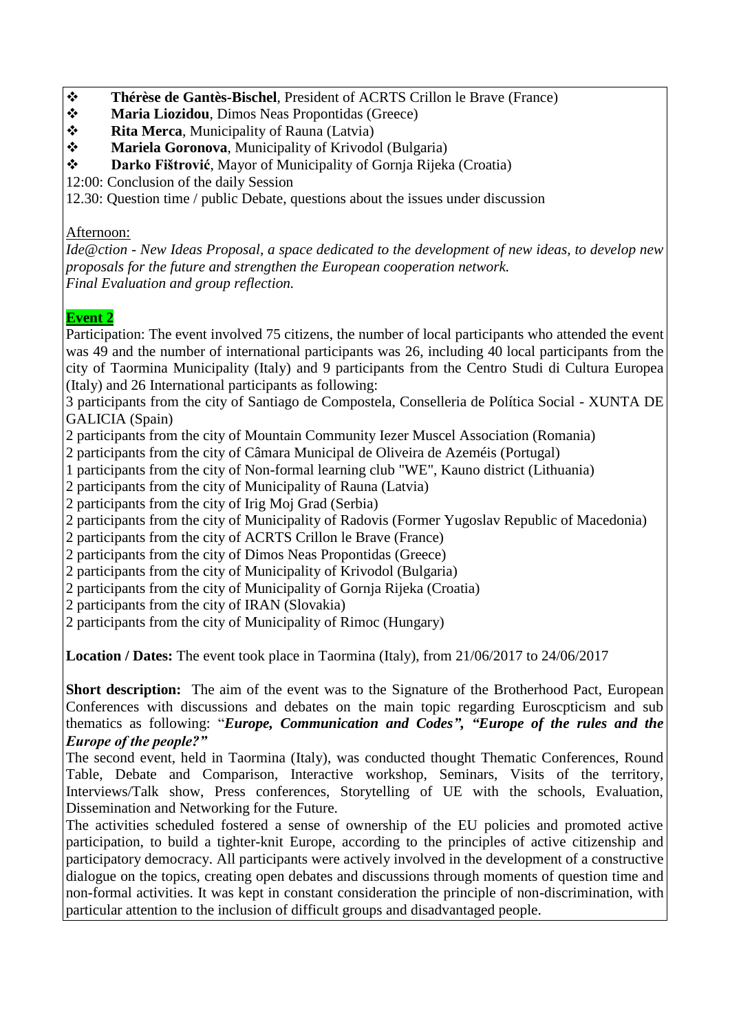- **Thérèse de Gantès-Bischel**, President of ACRTS Crillon le Brave (France)
- **Maria Liozidou**, Dimos Neas Propontidas (Greece)
- **Rita Merca**, Municipality of Rauna (Latvia)
- **Mariela Goronova**, Municipality of Krivodol (Bulgaria)
- **Darko Fištrović**, Mayor of Municipality of Gornja Rijeka (Croatia)

12:00: Conclusion of the daily Session

12.30: Question time / public Debate, questions about the issues under discussion

Afternoon:

*Ide@ction - New Ideas Proposal, a space dedicated to the development of new ideas, to develop new proposals for the future and strengthen the European cooperation network.*

*Final Evaluation and group reflection.*

**Event 2**

Participation: The event involved 75 citizens, the number of local participants who attended the event was 49 and the number of international participants was 26, including 40 local participants from the city of Taormina Municipality (Italy) and 9 participants from the Centro Studi di Cultura Europea (Italy) and 26 International participants as following:

3 participants from the city of Santiago de Compostela, Conselleria de Política Social - XUNTA DE GALICIA (Spain)

2 participants from the city of Mountain Community Iezer Muscel Association (Romania)

2 participants from the city of Câmara Municipal de Oliveira de Azeméis (Portugal)

1 participants from the city of Non-formal learning club "WE", Kauno district (Lithuania)

2 participants from the city of Municipality of Rauna (Latvia)

2 participants from the city of Irig Moj Grad (Serbia)

2 participants from the city of Municipality of Radovis (Former Yugoslav Republic of Macedonia)

2 participants from the city of ACRTS Crillon le Brave (France)

2 participants from the city of Dimos Neas Propontidas (Greece)

2 participants from the city of Municipality of Krivodol (Bulgaria)

2 participants from the city of Municipality of Gornja Rijeka (Croatia)

2 participants from the city of IRAN (Slovakia)

2 participants from the city of Municipality of Rimoc (Hungary)

**Location / Dates:** The event took place in Taormina (Italy), from 21/06/2017 to 24/06/2017

**Short description:** The aim of the event was to the Signature of the Brotherhood Pact, European Conferences with discussions and debates on the main topic regarding Euroscpticism and sub thematics as following: "***Europe, Communication and Codes", "Europe of the rules and the Europe of the people?"***

The second event, held in Taormina (Italy), was conducted thought Thematic Conferences, Round Table, Debate and Comparison, Interactive workshop, Seminars, Visits of the territory, Interviews/Talk show, Press conferences, Storytelling of UE with the schools, Evaluation, Dissemination and Networking for the Future.

The activities scheduled fostered a sense of ownership of the EU policies and promoted active participation, to build a tighter-knit Europe, according to the principles of active citizenship and participatory democracy. All participants were actively involved in the development of a constructive dialogue on the topics, creating open debates and discussions through moments of question time and non-formal activities. It was kept in constant consideration the principle of non-discrimination, with particular attention to the inclusion of difficult groups and disadvantaged people.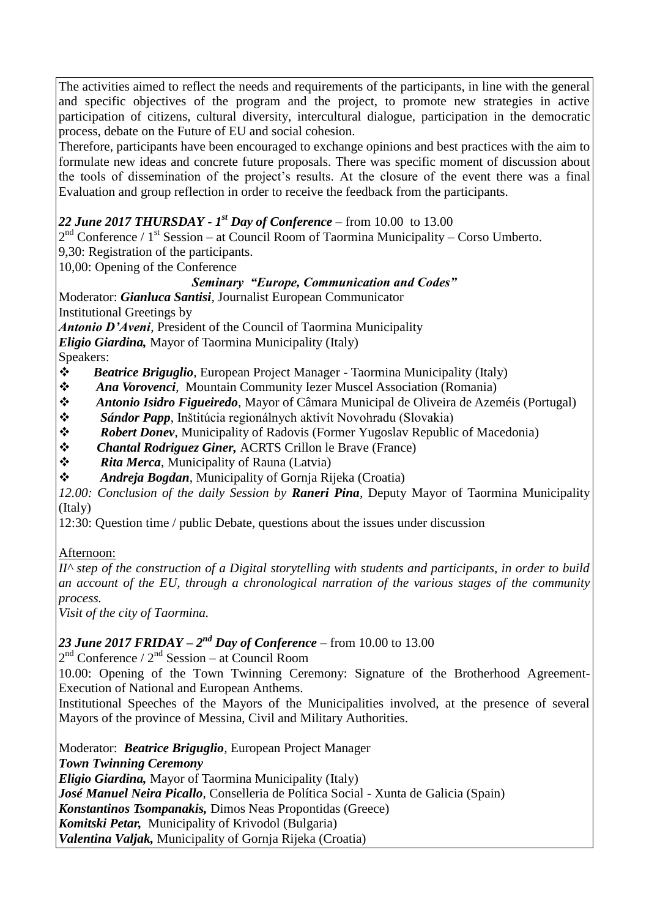The activities aimed to reflect the needs and requirements of the participants, in line with the general and specific objectives of the program and the project, to promote new strategies in active participation of citizens, cultural diversity, intercultural dialogue, participation in the democratic process, debate on the Future of EU and social cohesion.

Therefore, participants have been encouraged to exchange opinions and best practices with the aim to formulate new ideas and concrete future proposals. There was specific moment of discussion about the tools of dissemination of the project's results. At the closure of the event there was a final Evaluation and group reflection in order to receive the feedback from the participants.

***22 June 2017 THURSDAY - 1st Day of Conference*** – from 10.00 to 13.00

2nd Conference / 1st Session – at Council Room of Taormina Municipality – Corso Umberto.

9,30: Registration of the participants.

10,00: Opening of the Conference

***Seminary "Europe, Communication and Codes"***

Moderator: ***Gianluca Santisi***, Journalist European Communicator

Institutional Greetings by

***Antonio D'Aveni***, President of the Council of Taormina Municipality

***Eligio Giardina,*** Mayor of Taormina Municipality (Italy)

Speakers:

- ***Beatrice Briguglio***, European Project Manager - Taormina Municipality (Italy)
- ***Ana Vorovenci***, Mountain Community Iezer Muscel Association (Romania)
- ***Antonio Isidro Figueiredo***, Mayor of Câmara Municipal de Oliveira de Azeméis (Portugal)
- ***Sándor Papp***, Inštitúcia regionálnych aktivít Novohradu (Slovakia)
- ***Robert Donev***, Municipality of Radovis (Former Yugoslav Republic of Macedonia)
- ***Chantal Rodriguez Giner,*** ACRTS Crillon le Brave (France)
- ***Rita Merca***, Municipality of Rauna (Latvia)
- ***Andreja Bogdan***, Municipality of Gornja Rijeka (Croatia)

*12.00: Conclusion of the daily Session by **Raneri Pina**, Deputy Mayor of Taormina Municipality (Italy)*

12:30: Question time / public Debate, questions about the issues under discussion

Afternoon:

*II^ step of the construction of a Digital storytelling with students and participants, in order to build an account of the EU, through a chronological narration of the various stages of the community process.*

*Visit of the city of Taormina.*

***23 June 2017 FRIDAY – 2nd Day of Conference*** – from 10.00 to 13.00

2nd Conference / 2nd Session – at Council Room

10.00: Opening of the Town Twinning Ceremony: Signature of the Brotherhood Agreement-Execution of National and European Anthems.

Institutional Speeches of the Mayors of the Municipalities involved, at the presence of several Mayors of the province of Messina, Civil and Military Authorities.

Moderator: ***Beatrice Briguglio***, European Project Manager

***Town Twinning Ceremony***

***Eligio Giardina,*** Mayor of Taormina Municipality (Italy)

***José Manuel Neira Picallo***, Conselleria de Política Social - Xunta de Galicia (Spain)

***Konstantinos Tsompanakis,*** Dimos Neas Propontidas (Greece)

***Komitski Petar,*** Municipality of Krivodol (Bulgaria)

***Valentina Valjak,*** Municipality of Gornja Rijeka (Croatia)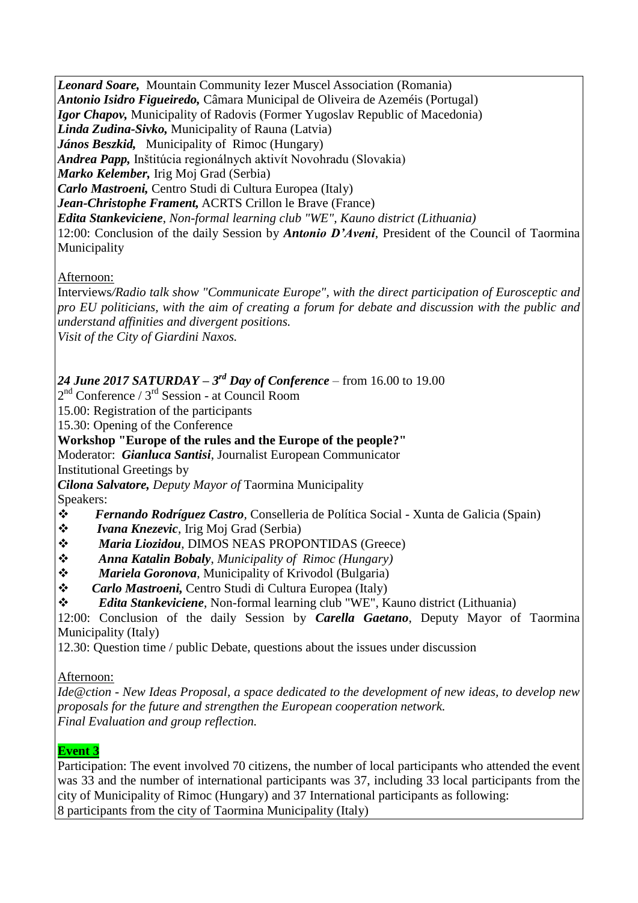***Leonard Soare,*** Mountain Community Iezer Muscel Association (Romania)
***Antonio Isidro Figueiredo,*** Câmara Municipal de Oliveira de Azeméis (Portugal)
***Igor Chapov,*** Municipality of Radovis (Former Yugoslav Republic of Macedonia)
***Linda Zudina-Sivko,*** Municipality of Rauna (Latvia)
***János Beszkid,*** Municipality of Rimoc (Hungary)
***Andrea Papp,*** Inštitúcia regionálnych aktivít Novohradu (Slovakia)
***Marko Kelember,*** Irig Moj Grad (Serbia)
***Carlo Mastroeni,*** Centro Studi di Cultura Europea (Italy)
***Jean-Christophe Frament,*** ACRTS Crillon le Brave (France)
***Edita Stankeviciene****, Non-formal learning club "WE", Kauno district (Lithuania)*
12:00: Conclusion of the daily Session by ***Antonio D'Aveni***, President of the Council of Taormina Municipality

Afternoon:
Interviews*/Radio talk show "Communicate Europe", with the direct participation of Eurosceptic and pro EU politicians, with the aim of creating a forum for debate and discussion with the public and understand affinities and divergent positions.*
*Visit of the City of Giardini Naxos.*

***24 June 2017 SATURDAY – 3rd Day of Conference*** – from 16.00 to 19.00
2nd Conference / 3rd Session - at Council Room
15.00: Registration of the participants
15.30: Opening of the Conference
**Workshop "Europe of the rules and the Europe of the people?"**
Moderator: ***Gianluca Santisi***, Journalist European Communicator
Institutional Greetings by
***Cilona Salvatore,*** *Deputy Mayor of* Taormina Municipality
Speakers:

- ***Fernando Rodríguez Castro***, Conselleria de Política Social - Xunta de Galicia (Spain)
- ***Ivana Knezevic***, Irig Moj Grad (Serbia)
- ***Maria Liozidou***, DIMOS NEAS PROPONTIDAS (Greece)
- ***Anna Katalin Bobaly****, Municipality of Rimoc (Hungary)*
- ***Mariela Goronova***, Municipality of Krivodol (Bulgaria)
- ***Carlo Mastroeni,*** Centro Studi di Cultura Europea (Italy)
- ***Edita Stankeviciene***, Non-formal learning club "WE", Kauno district (Lithuania)

12:00: Conclusion of the daily Session by ***Carella Gaetano***, Deputy Mayor of Taormina Municipality (Italy)
12.30: Question time / public Debate, questions about the issues under discussion

Afternoon:
*Ide@ction - New Ideas Proposal, a space dedicated to the development of new ideas, to develop new proposals for the future and strengthen the European cooperation network.*
*Final Evaluation and group reflection.*

**Event 3**

Participation: The event involved 70 citizens, the number of local participants who attended the event was 33 and the number of international participants was 37, including 33 local participants from the city of Municipality of Rimoc (Hungary) and 37 International participants as following:
8 participants from the city of Taormina Municipality (Italy)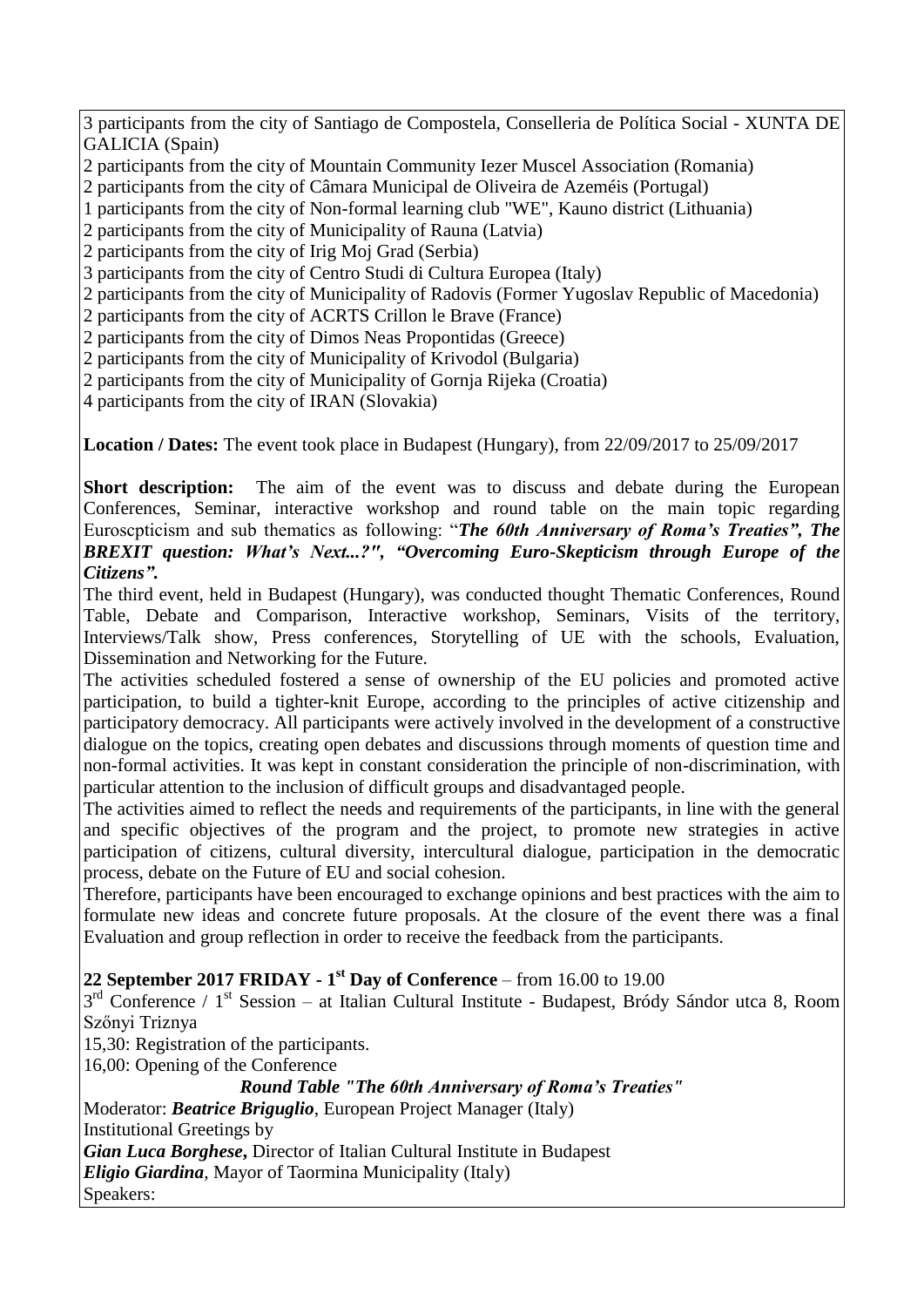3 participants from the city of Santiago de Compostela, Conselleria de Política Social - XUNTA DE GALICIA (Spain)
2 participants from the city of Mountain Community Iezer Muscel Association (Romania)
2 participants from the city of Câmara Municipal de Oliveira de Azeméis (Portugal)
1 participants from the city of Non-formal learning club "WE", Kauno district (Lithuania)
2 participants from the city of Municipality of Rauna (Latvia)
2 participants from the city of Irig Moj Grad (Serbia)
3 participants from the city of Centro Studi di Cultura Europea (Italy)
2 participants from the city of Municipality of Radovis (Former Yugoslav Republic of Macedonia)
2 participants from the city of ACRTS Crillon le Brave (France)
2 participants from the city of Dimos Neas Propontidas (Greece)
2 participants from the city of Municipality of Krivodol (Bulgaria)
2 participants from the city of Municipality of Gornja Rijeka (Croatia)
4 participants from the city of IRAN (Slovakia)

**Location / Dates:** The event took place in Budapest (Hungary), from 22/09/2017 to 25/09/2017

**Short description:** The aim of the event was to discuss and debate during the European Conferences, Seminar, interactive workshop and round table on the main topic regarding Euroscpticism and sub thematics as following: "***The 60th Anniversary of Roma's Treaties", The BREXIT question: What's Next...?", "Overcoming Euro-Skepticism through Europe of the Citizens".***

The third event, held in Budapest (Hungary), was conducted thought Thematic Conferences, Round Table, Debate and Comparison, Interactive workshop, Seminars, Visits of the territory, Interviews/Talk show, Press conferences, Storytelling of UE with the schools, Evaluation, Dissemination and Networking for the Future.

The activities scheduled fostered a sense of ownership of the EU policies and promoted active participation, to build a tighter-knit Europe, according to the principles of active citizenship and participatory democracy. All participants were actively involved in the development of a constructive dialogue on the topics, creating open debates and discussions through moments of question time and non-formal activities. It was kept in constant consideration the principle of non-discrimination, with particular attention to the inclusion of difficult groups and disadvantaged people.

The activities aimed to reflect the needs and requirements of the participants, in line with the general and specific objectives of the program and the project, to promote new strategies in active participation of citizens, cultural diversity, intercultural dialogue, participation in the democratic process, debate on the Future of EU and social cohesion.

Therefore, participants have been encouraged to exchange opinions and best practices with the aim to formulate new ideas and concrete future proposals. At the closure of the event there was a final Evaluation and group reflection in order to receive the feedback from the participants.

**22 September 2017 FRIDAY - 1st Day of Conference** – from 16.00 to 19.00

3rd Conference / 1st Session – at Italian Cultural Institute - Budapest, Bródy Sándor utca 8, Room Szőnyi Triznya

15,30: Registration of the participants.

16,00: Opening of the Conference

***Round Table "The 60th Anniversary of Roma's Treaties"***

Moderator: ***Beatrice Briguglio***, European Project Manager (Italy)

Institutional Greetings by

***Gian Luca Borghese*,** Director of Italian Cultural Institute in Budapest

***Eligio Giardina***, Mayor of Taormina Municipality (Italy)

Speakers: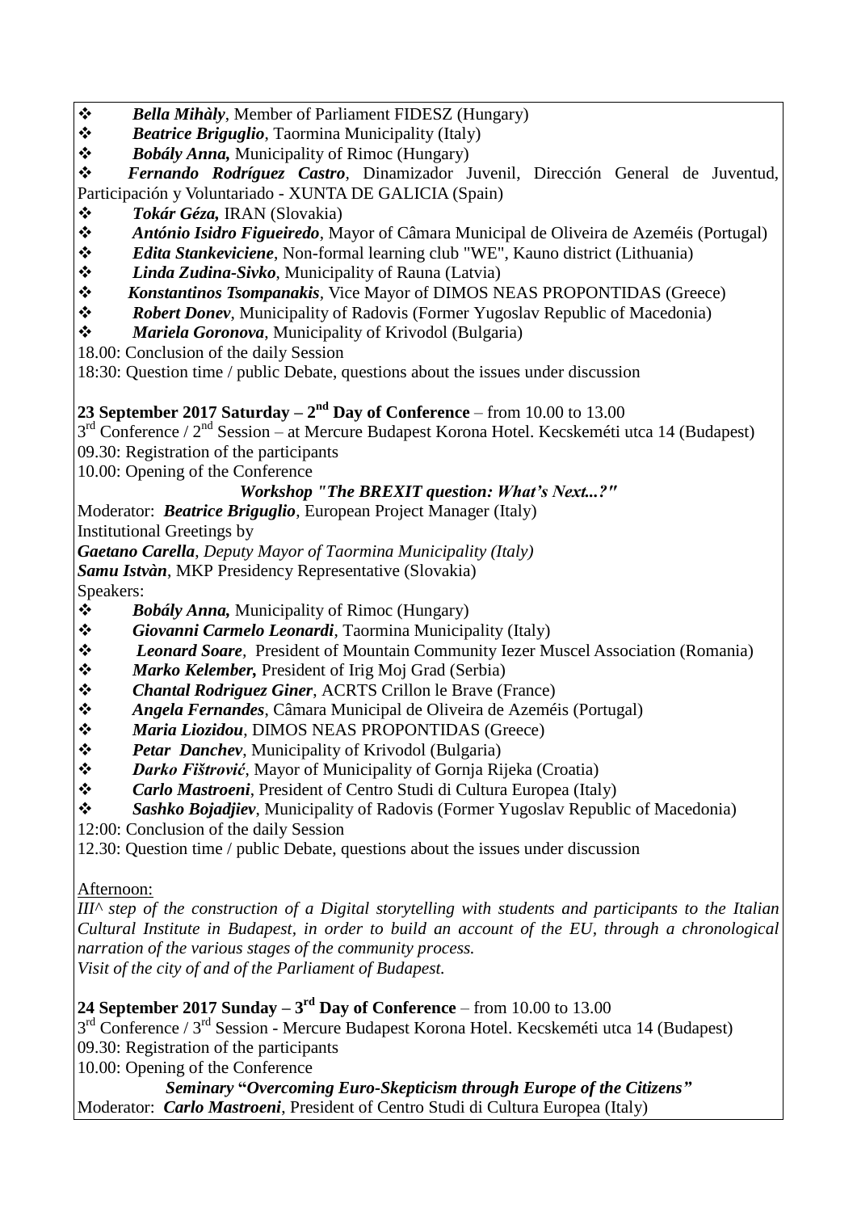- ***Bella Mihàly***, Member of Parliament FIDESZ (Hungary)
- ***Beatrice Briguglio***, Taormina Municipality (Italy)
- ***Bobály Anna,*** Municipality of Rimoc (Hungary)
- ***Fernando Rodríguez Castro***, Dinamizador Juvenil, Dirección General de Juventud, Participación y Voluntariado - XUNTA DE GALICIA (Spain)
- ***Tokár Géza,*** IRAN (Slovakia)
- ***António Isidro Figueiredo***, Mayor of Câmara Municipal de Oliveira de Azeméis (Portugal)
- ***Edita Stankeviciene***, Non-formal learning club "WE", Kauno district (Lithuania)
- ***Linda Zudina-Sivko***, Municipality of Rauna (Latvia)
- ***Konstantinos Tsompanakis***, Vice Mayor of DIMOS NEAS PROPONTIDAS (Greece)
- ***Robert Donev***, Municipality of Radovis (Former Yugoslav Republic of Macedonia)
- ***Mariela Goronova***, Municipality of Krivodol (Bulgaria)

18.00: Conclusion of the daily Session

18:30: Question time / public Debate, questions about the issues under discussion

**23 September 2017 Saturday – 2nd Day of Conference** – from 10.00 to 13.00

3rd Conference / 2nd Session – at Mercure Budapest Korona Hotel. Kecskeméti utca 14 (Budapest)

09.30: Registration of the participants

10.00: Opening of the Conference

***Workshop "The BREXIT question: What's Next...?"***

Moderator: ***Beatrice Briguglio***, European Project Manager (Italy)

Institutional Greetings by

***Gaetano Carella***, *Deputy Mayor of Taormina Municipality (Italy)*

***Samu Istvàn***, MKP Presidency Representative (Slovakia)

Speakers:

- ***Bobály Anna,*** Municipality of Rimoc (Hungary)
- ***Giovanni Carmelo Leonardi***, Taormina Municipality (Italy)
- ***Leonard Soare***, President of Mountain Community Iezer Muscel Association (Romania)
- ***Marko Kelember,*** President of Irig Moj Grad (Serbia)
- ***Chantal Rodriguez Giner***, ACRTS Crillon le Brave (France)
- ***Angela Fernandes***, Câmara Municipal de Oliveira de Azeméis (Portugal)
- ***Maria Liozidou***, DIMOS NEAS PROPONTIDAS (Greece)
- ***Petar Danchev***, Municipality of Krivodol (Bulgaria)
- ***Darko Fištrović***, Mayor of Municipality of Gornja Rijeka (Croatia)
- ***Carlo Mastroeni***, President of Centro Studi di Cultura Europea (Italy)
- ***Sashko Bojadjiev***, Municipality of Radovis (Former Yugoslav Republic of Macedonia)

12:00: Conclusion of the daily Session

12.30: Question time / public Debate, questions about the issues under discussion

Afternoon:

*III^ step of the construction of a Digital storytelling with students and participants to the Italian Cultural Institute in Budapest, in order to build an account of the EU, through a chronological narration of the various stages of the community process.*

*Visit of the city of and of the Parliament of Budapest.*

**24 September 2017 Sunday – 3rd Day of Conference** – from 10.00 to 13.00

3rd Conference / 3rd Session - Mercure Budapest Korona Hotel. Kecskeméti utca 14 (Budapest)

09.30: Registration of the participants

10.00: Opening of the Conference

***Seminary "Overcoming Euro-Skepticism through Europe of the Citizens"***

Moderator: ***Carlo Mastroeni***, President of Centro Studi di Cultura Europea (Italy)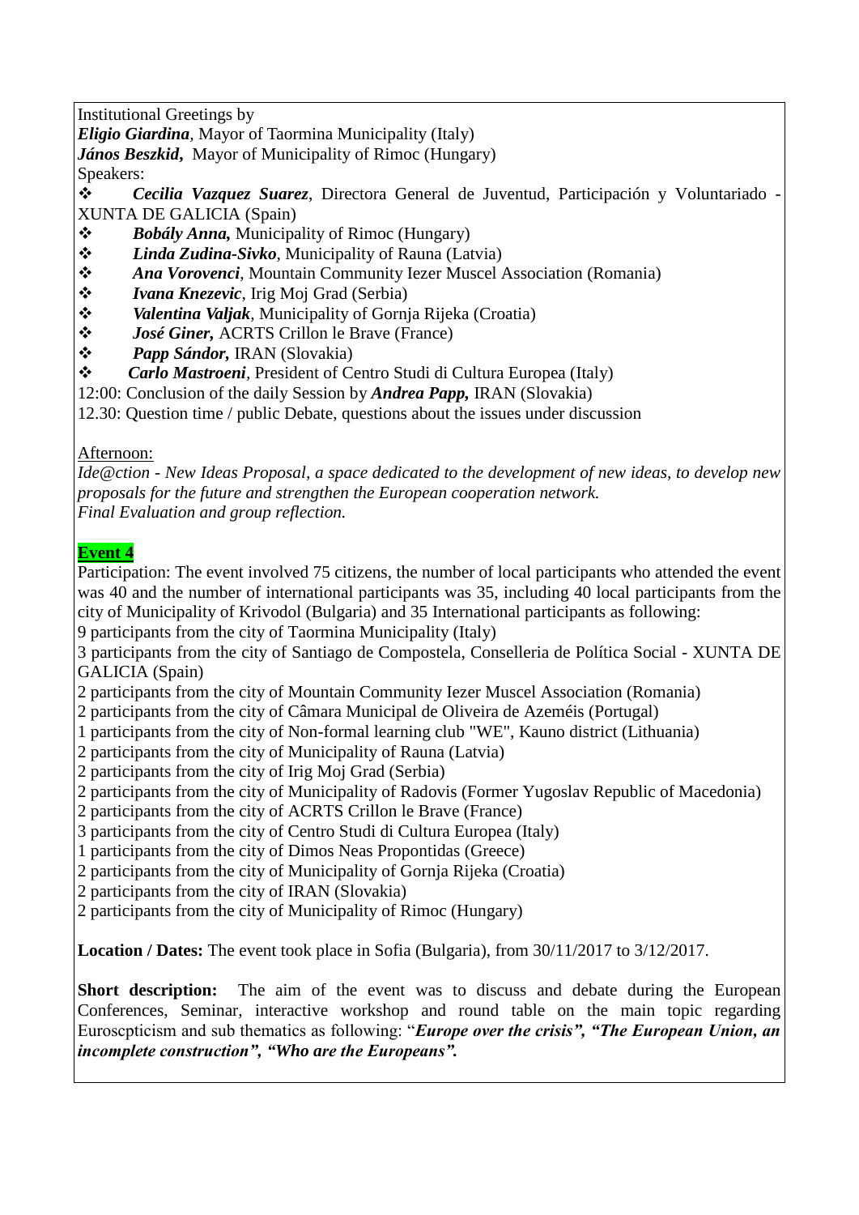Institutional Greetings by

***Eligio Giardina***, Mayor of Taormina Municipality (Italy)

***János Beszkid***, Mayor of Municipality of Rimoc (Hungary)

Speakers:

- ***Cecilia Vazquez Suarez***, Directora General de Juventud, Participación y Voluntariado - XUNTA DE GALICIA (Spain)
- ***Bobály Anna,*** Municipality of Rimoc (Hungary)
- ***Linda Zudina-Sivko***, Municipality of Rauna (Latvia)
- ***Ana Vorovenci***, Mountain Community Iezer Muscel Association (Romania)
- ***Ivana Knezevic***, Irig Moj Grad (Serbia)
- ***Valentina Valjak***, Municipality of Gornja Rijeka (Croatia)
- ***José Giner,*** ACRTS Crillon le Brave (France)
- ***Papp Sándor,*** IRAN (Slovakia)
- ***Carlo Mastroeni***, President of Centro Studi di Cultura Europea (Italy)

12:00: Conclusion of the daily Session by ***Andrea Papp,*** IRAN (Slovakia)

12.30: Question time / public Debate, questions about the issues under discussion

Afternoon:

*Ide@ction - New Ideas Proposal, a space dedicated to the development of new ideas, to develop new proposals for the future and strengthen the European cooperation network.*

*Final Evaluation and group reflection.*

**Event 4**

Participation: The event involved 75 citizens, the number of local participants who attended the event was 40 and the number of international participants was 35, including 40 local participants from the city of Municipality of Krivodol (Bulgaria) and 35 International participants as following:

9 participants from the city of Taormina Municipality (Italy)

3 participants from the city of Santiago de Compostela, Conselleria de Política Social - XUNTA DE GALICIA (Spain)

2 participants from the city of Mountain Community Iezer Muscel Association (Romania)

2 participants from the city of Câmara Municipal de Oliveira de Azeméis (Portugal)

1 participants from the city of Non-formal learning club "WE", Kauno district (Lithuania)

2 participants from the city of Municipality of Rauna (Latvia)

2 participants from the city of Irig Moj Grad (Serbia)

2 participants from the city of Municipality of Radovis (Former Yugoslav Republic of Macedonia)

2 participants from the city of ACRTS Crillon le Brave (France)

3 participants from the city of Centro Studi di Cultura Europea (Italy)

1 participants from the city of Dimos Neas Propontidas (Greece)

2 participants from the city of Municipality of Gornja Rijeka (Croatia)

2 participants from the city of IRAN (Slovakia)

2 participants from the city of Municipality of Rimoc (Hungary)

**Location / Dates:** The event took place in Sofia (Bulgaria), from 30/11/2017 to 3/12/2017.

**Short description:** The aim of the event was to discuss and debate during the European Conferences, Seminar, interactive workshop and round table on the main topic regarding Euroscpticism and sub thematics as following: "***Europe over the crisis", "The European Union, an incomplete construction", "Who are the Europeans".***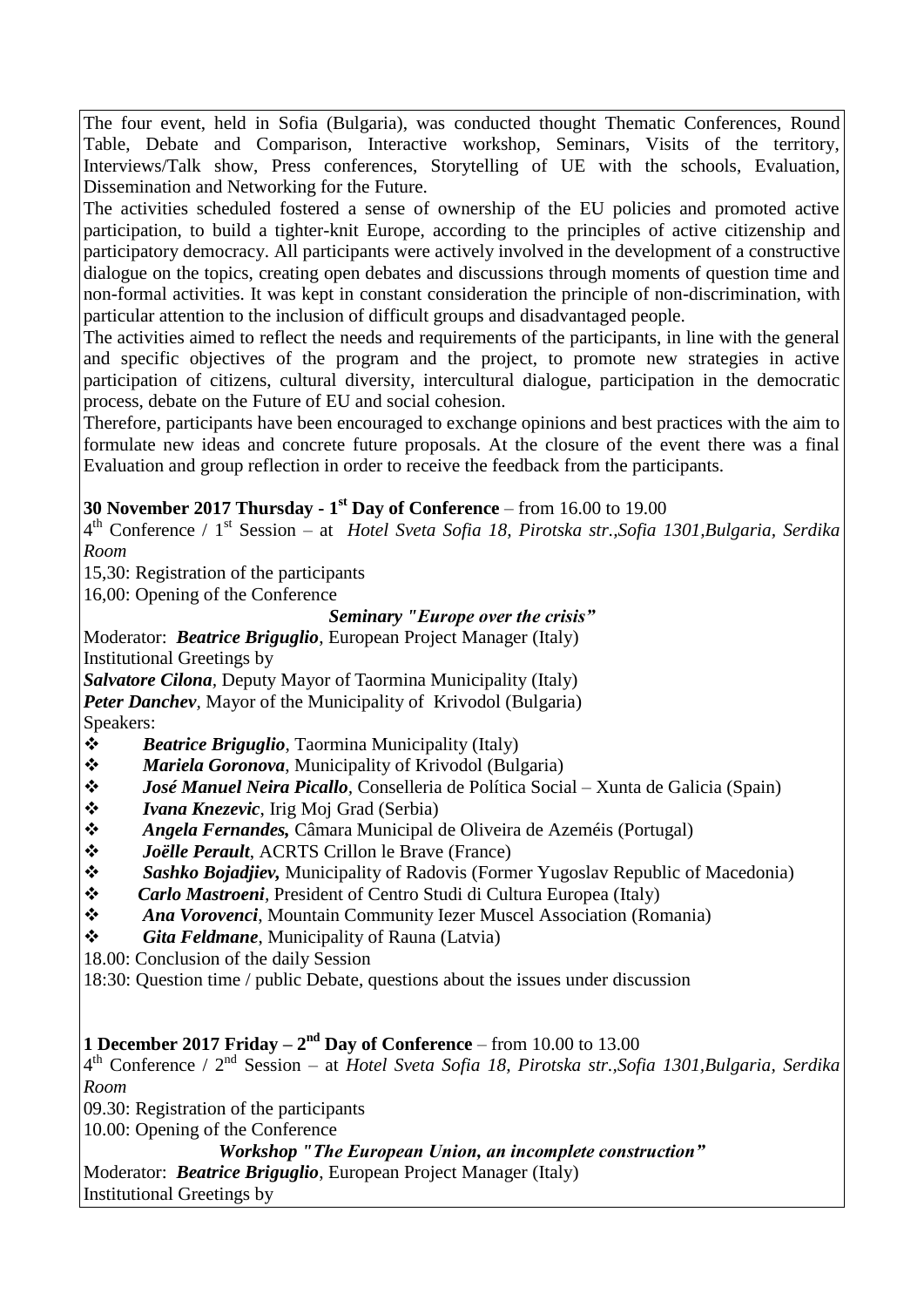The four event, held in Sofia (Bulgaria), was conducted thought Thematic Conferences, Round Table, Debate and Comparison, Interactive workshop, Seminars, Visits of the territory, Interviews/Talk show, Press conferences, Storytelling of UE with the schools, Evaluation, Dissemination and Networking for the Future.

The activities scheduled fostered a sense of ownership of the EU policies and promoted active participation, to build a tighter-knit Europe, according to the principles of active citizenship and participatory democracy. All participants were actively involved in the development of a constructive dialogue on the topics, creating open debates and discussions through moments of question time and non-formal activities. It was kept in constant consideration the principle of non-discrimination, with particular attention to the inclusion of difficult groups and disadvantaged people.

The activities aimed to reflect the needs and requirements of the participants, in line with the general and specific objectives of the program and the project, to promote new strategies in active participation of citizens, cultural diversity, intercultural dialogue, participation in the democratic process, debate on the Future of EU and social cohesion.

Therefore, participants have been encouraged to exchange opinions and best practices with the aim to formulate new ideas and concrete future proposals. At the closure of the event there was a final Evaluation and group reflection in order to receive the feedback from the participants.

**30 November 2017 Thursday - 1st Day of Conference** – from 16.00 to 19.00

4th Conference / 1st Session – at *Hotel Sveta Sofia 18, Pirotska str.,Sofia 1301,Bulgaria, Serdika Room*

15,30: Registration of the participants

16,00: Opening of the Conference

***Seminary "Europe over the crisis"***

Moderator: ***Beatrice Briguglio***, European Project Manager (Italy)

Institutional Greetings by

***Salvatore Cilona***, Deputy Mayor of Taormina Municipality (Italy)

***Peter Danchev***, Mayor of the Municipality of Krivodol (Bulgaria)

Speakers:

- ***Beatrice Briguglio***, Taormina Municipality (Italy)
- ***Mariela Goronova***, Municipality of Krivodol (Bulgaria)
- ***José Manuel Neira Picallo***, Conselleria de Política Social – Xunta de Galicia (Spain)
- ***Ivana Knezevic***, Irig Moj Grad (Serbia)
- ***Angela Fernandes,*** Câmara Municipal de Oliveira de Azeméis (Portugal)
- ***Joëlle Perault***, ACRTS Crillon le Brave (France)
- ***Sashko Bojadjiev,*** Municipality of Radovis (Former Yugoslav Republic of Macedonia)
- ***Carlo Mastroeni***, President of Centro Studi di Cultura Europea (Italy)
- ***Ana Vorovenci***, Mountain Community Iezer Muscel Association (Romania)
- ***Gita Feldmane***, Municipality of Rauna (Latvia)

18.00: Conclusion of the daily Session

18:30: Question time / public Debate, questions about the issues under discussion

**1 December 2017 Friday – 2nd Day of Conference** – from 10.00 to 13.00

4th Conference / 2nd Session – at *Hotel Sveta Sofia 18, Pirotska str.,Sofia 1301,Bulgaria, Serdika Room*

09.30: Registration of the participants

10.00: Opening of the Conference

***Workshop "The European Union, an incomplete construction"***

Moderator: ***Beatrice Briguglio***, European Project Manager (Italy)

Institutional Greetings by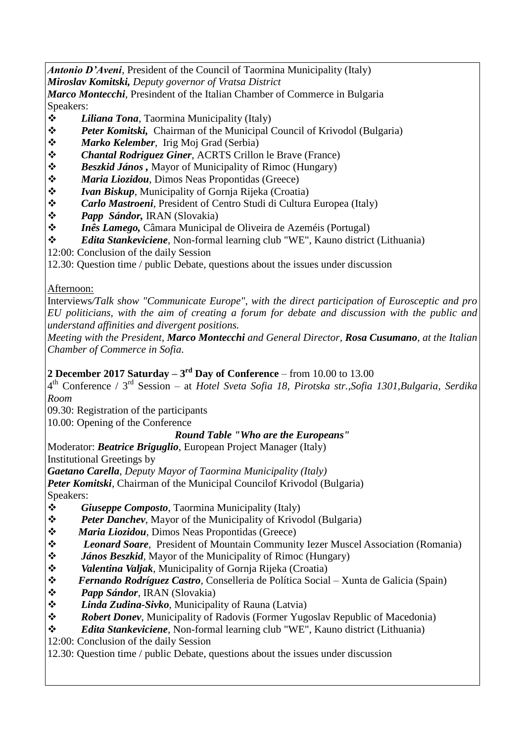***Antonio D'Aveni***, President of the Council of Taormina Municipality (Italy)
***Miroslav Komitski,*** *Deputy governor of Vratsa District*
***Marco Montecchi***, Presindent of the Italian Chamber of Commerce in Bulgaria
Speakers:

- ***Liliana Tona***, Taormina Municipality (Italy)
- ***Peter Komitski,*** Chairman of the Municipal Council of Krivodol (Bulgaria)
- ***Marko Kelember***, Irig Moj Grad (Serbia)
- ***Chantal Rodriguez Giner***, ACRTS Crillon le Brave (France)
- ***Beszkid János ,*** Mayor of Municipality of Rimoc (Hungary)
- ***Maria Liozidou***, Dimos Neas Propontidas (Greece)
- ***Ivan Biskup***, Municipality of Gornja Rijeka (Croatia)
- ***Carlo Mastroeni***, President of Centro Studi di Cultura Europea (Italy)
- ***Papp Sándor,*** IRAN (Slovakia)
- ***Inês Lamego,*** Câmara Municipal de Oliveira de Azeméis (Portugal)
- ***Edita Stankeviciene***, Non-formal learning club "WE", Kauno district (Lithuania)

12:00: Conclusion of the daily Session
12.30: Question time / public Debate, questions about the issues under discussion

Afternoon:
Interviews*/Talk show "Communicate Europe", with the direct participation of Eurosceptic and pro EU politicians, with the aim of creating a forum for debate and discussion with the public and understand affinities and divergent positions.*
*Meeting with the President,* ***Marco Montecchi*** *and General Director,* ***Rosa Cusumano****, at the Italian Chamber of Commerce in Sofia.*

**2 December 2017 Saturday – 3rd Day of Conference** – from 10.00 to 13.00
4th Conference / 3rd Session – at *Hotel Sveta Sofia 18, Pirotska str.,Sofia 1301,Bulgaria, Serdika Room*
09.30: Registration of the participants
10.00: Opening of the Conference

***Round Table "Who are the Europeans"***

Moderator: ***Beatrice Briguglio***, European Project Manager (Italy)
Institutional Greetings by
***Gaetano Carella****, Deputy Mayor of Taormina Municipality (Italy)*
***Peter Komitski***, Chairman of the Municipal Councilof Krivodol (Bulgaria)
Speakers:

- ***Giuseppe Composto***, Taormina Municipality (Italy)
- ***Peter Danchev***, Mayor of the Municipality of Krivodol (Bulgaria)
- ***Maria Liozidou***, Dimos Neas Propontidas (Greece)
- ***Leonard Soare***, President of Mountain Community Iezer Muscel Association (Romania)
- ***János Beszkid***, Mayor of the Municipality of Rimoc (Hungary)
- ***Valentina Valjak***, Municipality of Gornja Rijeka (Croatia)
- ***Fernando Rodríguez Castro***, Conselleria de Política Social – Xunta de Galicia (Spain)
- ***Papp Sándor***, IRAN (Slovakia)
- ***Linda Zudina-Sivko***, Municipality of Rauna (Latvia)
- ***Robert Donev***, Municipality of Radovis (Former Yugoslav Republic of Macedonia)
- ***Edita Stankeviciene***, Non-formal learning club "WE", Kauno district (Lithuania)

12:00: Conclusion of the daily Session
12.30: Question time / public Debate, questions about the issues under discussion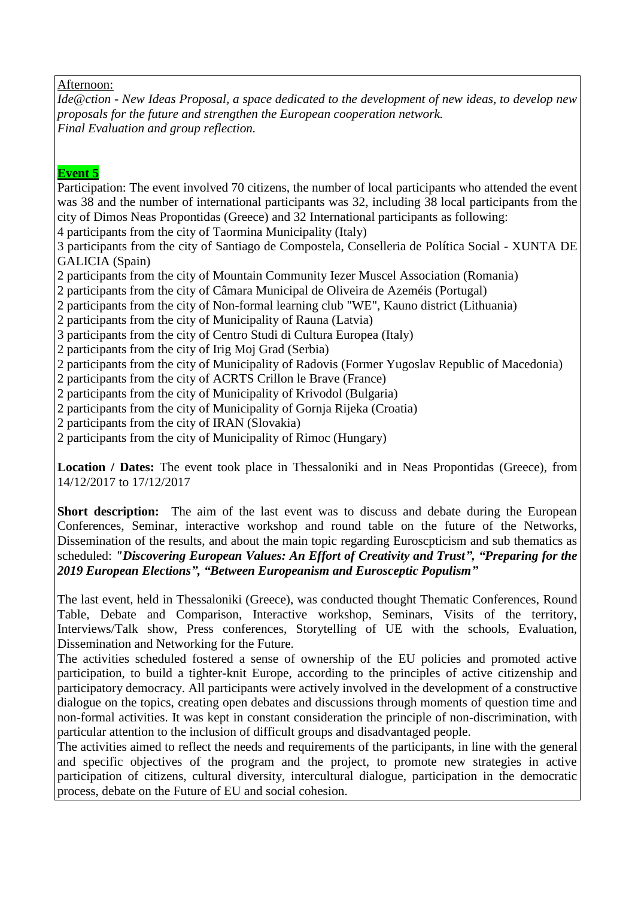Afternoon:

*Ide@ction - New Ideas Proposal, a space dedicated to the development of new ideas, to develop new proposals for the future and strengthen the European cooperation network.*
*Final Evaluation and group reflection.*

**Event 5**

Participation: The event involved 70 citizens, the number of local participants who attended the event was 38 and the number of international participants was 32, including 38 local participants from the city of Dimos Neas Propontidas (Greece) and 32 International participants as following:
4 participants from the city of Taormina Municipality (Italy)
3 participants from the city of Santiago de Compostela, Conselleria de Política Social - XUNTA DE GALICIA (Spain)
2 participants from the city of Mountain Community Iezer Muscel Association (Romania)
2 participants from the city of Câmara Municipal de Oliveira de Azeméis (Portugal)
2 participants from the city of Non-formal learning club "WE", Kauno district (Lithuania)
2 participants from the city of Municipality of Rauna (Latvia)
3 participants from the city of Centro Studi di Cultura Europea (Italy)
2 participants from the city of Irig Moj Grad (Serbia)
2 participants from the city of Municipality of Radovis (Former Yugoslav Republic of Macedonia)
2 participants from the city of ACRTS Crillon le Brave (France)
2 participants from the city of Municipality of Krivodol (Bulgaria)
2 participants from the city of Municipality of Gornja Rijeka (Croatia)
2 participants from the city of IRAN (Slovakia)
2 participants from the city of Municipality of Rimoc (Hungary)

**Location / Dates:** The event took place in Thessaloniki and in Neas Propontidas (Greece), from 14/12/2017 to 17/12/2017

**Short description:** The aim of the last event was to discuss and debate during the European Conferences, Seminar, interactive workshop and round table on the future of the Networks, Dissemination of the results, and about the main topic regarding Euroscpticism and sub thematics as scheduled: ***"Discovering European Values: An Effort of Creativity and Trust", "Preparing for the 2019 European Elections", "Between Europeanism and Eurosceptic Populism"***

The last event, held in Thessaloniki (Greece), was conducted thought Thematic Conferences, Round Table, Debate and Comparison, Interactive workshop, Seminars, Visits of the territory, Interviews/Talk show, Press conferences, Storytelling of UE with the schools, Evaluation, Dissemination and Networking for the Future.
The activities scheduled fostered a sense of ownership of the EU policies and promoted active participation, to build a tighter-knit Europe, according to the principles of active citizenship and participatory democracy. All participants were actively involved in the development of a constructive dialogue on the topics, creating open debates and discussions through moments of question time and non-formal activities. It was kept in constant consideration the principle of non-discrimination, with particular attention to the inclusion of difficult groups and disadvantaged people.
The activities aimed to reflect the needs and requirements of the participants, in line with the general and specific objectives of the program and the project, to promote new strategies in active participation of citizens, cultural diversity, intercultural dialogue, participation in the democratic process, debate on the Future of EU and social cohesion.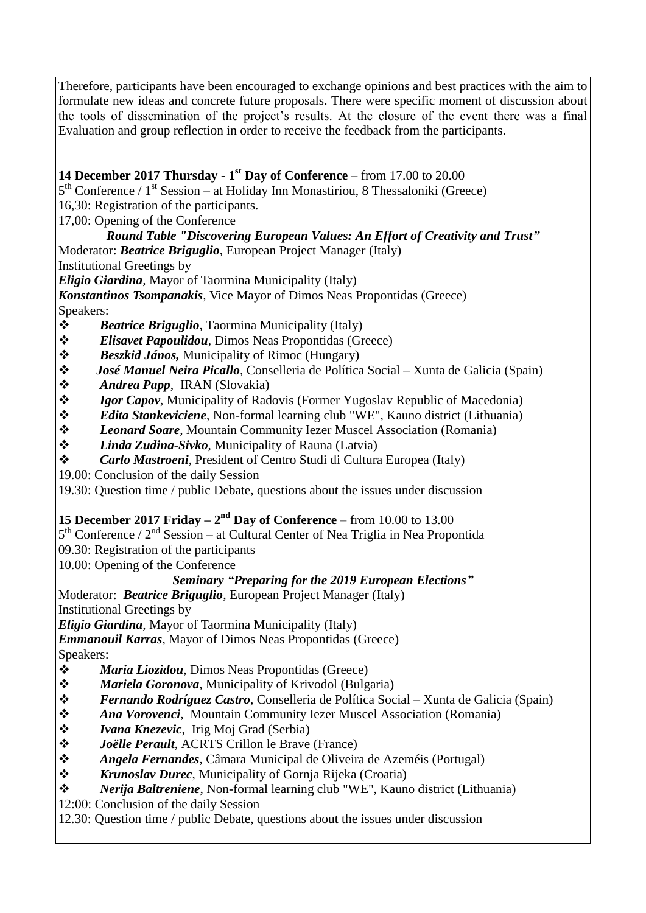Therefore, participants have been encouraged to exchange opinions and best practices with the aim to formulate new ideas and concrete future proposals. There were specific moment of discussion about the tools of dissemination of the project's results. At the closure of the event there was a final Evaluation and group reflection in order to receive the feedback from the participants.

**14 December 2017 Thursday - 1st Day of Conference** – from 17.00 to 20.00

5th Conference / 1st Session – at Holiday Inn Monastiriou, 8 Thessaloniki (Greece)

16,30: Registration of the participants.

17,00: Opening of the Conference

***Round Table "Discovering European Values: An Effort of Creativity and Trust"***

Moderator: ***Beatrice Briguglio***, European Project Manager (Italy)

Institutional Greetings by

***Eligio Giardina***, Mayor of Taormina Municipality (Italy)

***Konstantinos Tsompanakis***, Vice Mayor of Dimos Neas Propontidas (Greece)

Speakers:

- ***Beatrice Briguglio***, Taormina Municipality (Italy)
- ***Elisavet Papoulidou***, Dimos Neas Propontidas (Greece)
- ***Beszkid János,*** Municipality of Rimoc (Hungary)
- ***José Manuel Neira Picallo***, Conselleria de Política Social – Xunta de Galicia (Spain)
- ***Andrea Papp***, IRAN (Slovakia)
- ***Igor Capov***, Municipality of Radovis (Former Yugoslav Republic of Macedonia)
- ***Edita Stankeviciene***, Non-formal learning club "WE", Kauno district (Lithuania)
- ***Leonard Soare***, Mountain Community Iezer Muscel Association (Romania)
- ***Linda Zudina-Sivko***, Municipality of Rauna (Latvia)
- ***Carlo Mastroeni***, President of Centro Studi di Cultura Europea (Italy)

19.00: Conclusion of the daily Session

19.30: Question time / public Debate, questions about the issues under discussion

**15 December 2017 Friday – 2nd Day of Conference** – from 10.00 to 13.00

5th Conference / 2nd Session – at Cultural Center of Nea Triglia in Nea Propontida

09.30: Registration of the participants

10.00: Opening of the Conference

***Seminary "Preparing for the 2019 European Elections"***

Moderator: ***Beatrice Briguglio***, European Project Manager (Italy)

Institutional Greetings by

***Eligio Giardina***, Mayor of Taormina Municipality (Italy)

***Emmanouil Karras***, Mayor of Dimos Neas Propontidas (Greece)

Speakers:

- ***Maria Liozidou***, Dimos Neas Propontidas (Greece)
- ***Mariela Goronova***, Municipality of Krivodol (Bulgaria)
- ***Fernando Rodríguez Castro***, Conselleria de Política Social – Xunta de Galicia (Spain)
- ***Ana Vorovenci***, Mountain Community Iezer Muscel Association (Romania)
- ***Ivana Knezevic***, Irig Moj Grad (Serbia)
- ***Joëlle Perault***, ACRTS Crillon le Brave (France)
- ***Angela Fernandes***, Câmara Municipal de Oliveira de Azeméis (Portugal)
- ***Krunoslav Durec***, Municipality of Gornja Rijeka (Croatia)
- ***Nerija Baltreniene***, Non-formal learning club "WE", Kauno district (Lithuania)

12:00: Conclusion of the daily Session

12.30: Question time / public Debate, questions about the issues under discussion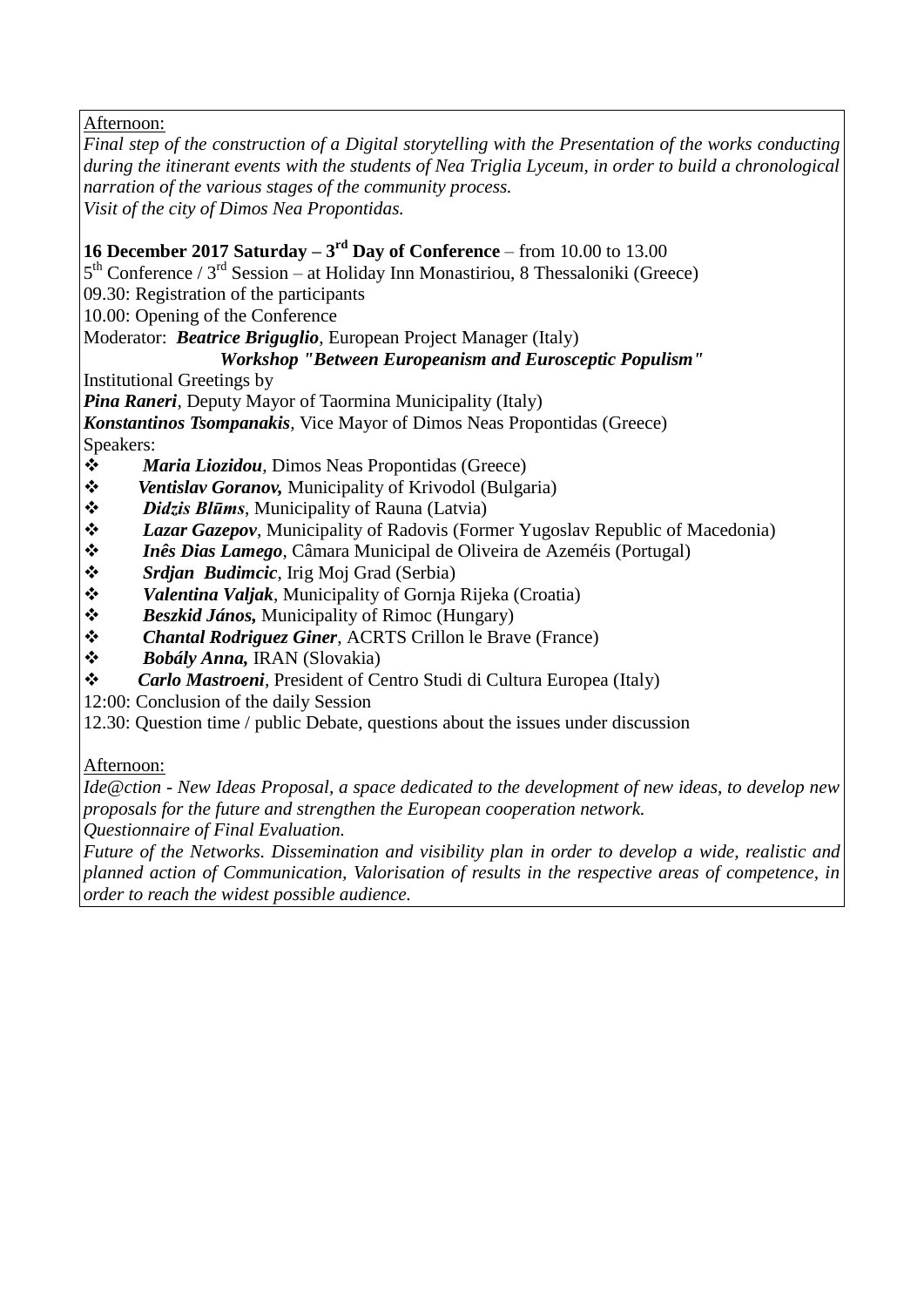Afternoon:

*Final step of the construction of a Digital storytelling with the Presentation of the works conducting during the itinerant events with the students of Nea Triglia Lyceum, in order to build a chronological narration of the various stages of the community process.*

*Visit of the city of Dimos Nea Propontidas.*

**16 December 2017 Saturday – 3rd Day of Conference** – from 10.00 to 13.00

5th Conference / 3rd Session – at Holiday Inn Monastiriou, 8 Thessaloniki (Greece)

09.30: Registration of the participants

10.00: Opening of the Conference

Moderator: ***Beatrice Briguglio***, European Project Manager (Italy)

***Workshop "Between Europeanism and Eurosceptic Populism"***

Institutional Greetings by

***Pina Raneri***, Deputy Mayor of Taormina Municipality (Italy)

***Konstantinos Tsompanakis***, Vice Mayor of Dimos Neas Propontidas (Greece)

Speakers:

- ***Maria Liozidou***, Dimos Neas Propontidas (Greece)
- ***Ventislav Goranov,*** Municipality of Krivodol (Bulgaria)
- ***Didzis Blūms***, Municipality of Rauna (Latvia)
- ***Lazar Gazepov***, Municipality of Radovis (Former Yugoslav Republic of Macedonia)
- ***Inês Dias Lamego***, Câmara Municipal de Oliveira de Azeméis (Portugal)
- ***Srdjan Budimcic***, Irig Moj Grad (Serbia)
- ***Valentina Valjak***, Municipality of Gornja Rijeka (Croatia)
- ***Beszkid János,*** Municipality of Rimoc (Hungary)
- ***Chantal Rodriguez Giner***, ACRTS Crillon le Brave (France)
- ***Bobály Anna,*** IRAN (Slovakia)
- ***Carlo Mastroeni***, President of Centro Studi di Cultura Europea (Italy)

12:00: Conclusion of the daily Session

12.30: Question time / public Debate, questions about the issues under discussion

Afternoon:

*Ide@ction - New Ideas Proposal, a space dedicated to the development of new ideas, to develop new proposals for the future and strengthen the European cooperation network.*

*Questionnaire of Final Evaluation.*

*Future of the Networks. Dissemination and visibility plan in order to develop a wide, realistic and planned action of Communication, Valorisation of results in the respective areas of competence, in order to reach the widest possible audience.*